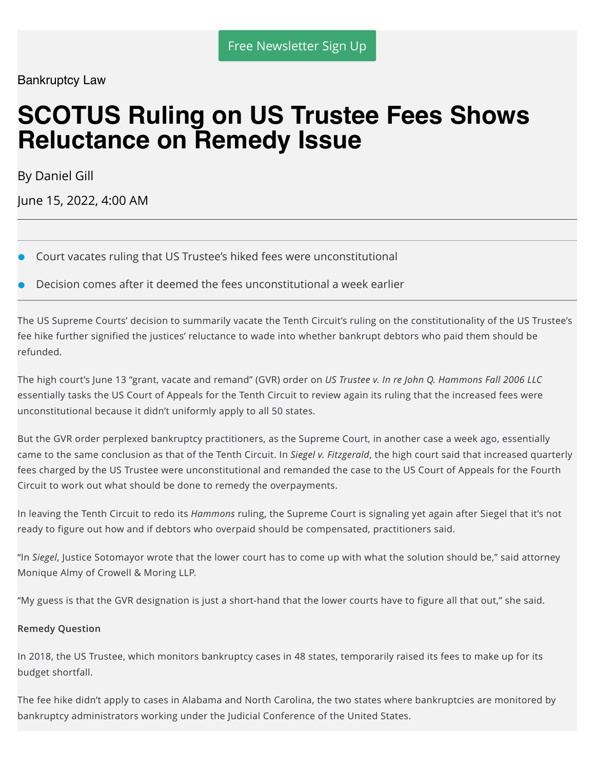Free Newsletter Sign Up

Bankruptcy Law

# SCOTUS Ruling on US Trustee Fees Shows Reluctance on Remedy Issue

By Daniel Gill

June 15, 2022, 4:00 AM

---

- Court vacates ruling that US Trustee's hiked fees were unconstitutional
- Decision comes after it deemed the fees unconstitutional a week earlier

---

The US Supreme Courts' decision to summarily vacate the Tenth Circuit's ruling on the constitutionality of the US Trustee's fee hike further signified the justices' reluctance to wade into whether bankrupt debtors who paid them should be refunded.

The high court's June 13 "grant, vacate and remand" (GVR) order on *US Trustee v. In re John Q. Hammons Fall 2006 LLC* essentially tasks the US Court of Appeals for the Tenth Circuit to review again its ruling that the increased fees were unconstitutional because it didn't uniformly apply to all 50 states.

But the GVR order perplexed bankruptcy practitioners, as the Supreme Court, in another case a week ago, essentially came to the same conclusion as that of the Tenth Circuit. In *Siegel v. Fitzgerald*, the high court said that increased quarterly fees charged by the US Trustee were unconstitutional and remanded the case to the US Court of Appeals for the Fourth Circuit to work out what should be done to remedy the overpayments.

In leaving the Tenth Circuit to redo its *Hammons* ruling, the Supreme Court is signaling yet again after Siegel that it's not ready to figure out how and if debtors who overpaid should be compensated, practitioners said.

"In *Siegel*, Justice Sotomayor wrote that the lower court has to come up with what the solution should be," said attorney Monique Almy of Crowell & Moring LLP.

"My guess is that the GVR designation is just a short-hand that the lower courts have to figure all that out," she said.

**Remedy Question**

In 2018, the US Trustee, which monitors bankruptcy cases in 48 states, temporarily raised its fees to make up for its budget shortfall.

The fee hike didn't apply to cases in Alabama and North Carolina, the two states where bankruptcies are monitored by bankruptcy administrators working under the Judicial Conference of the United States.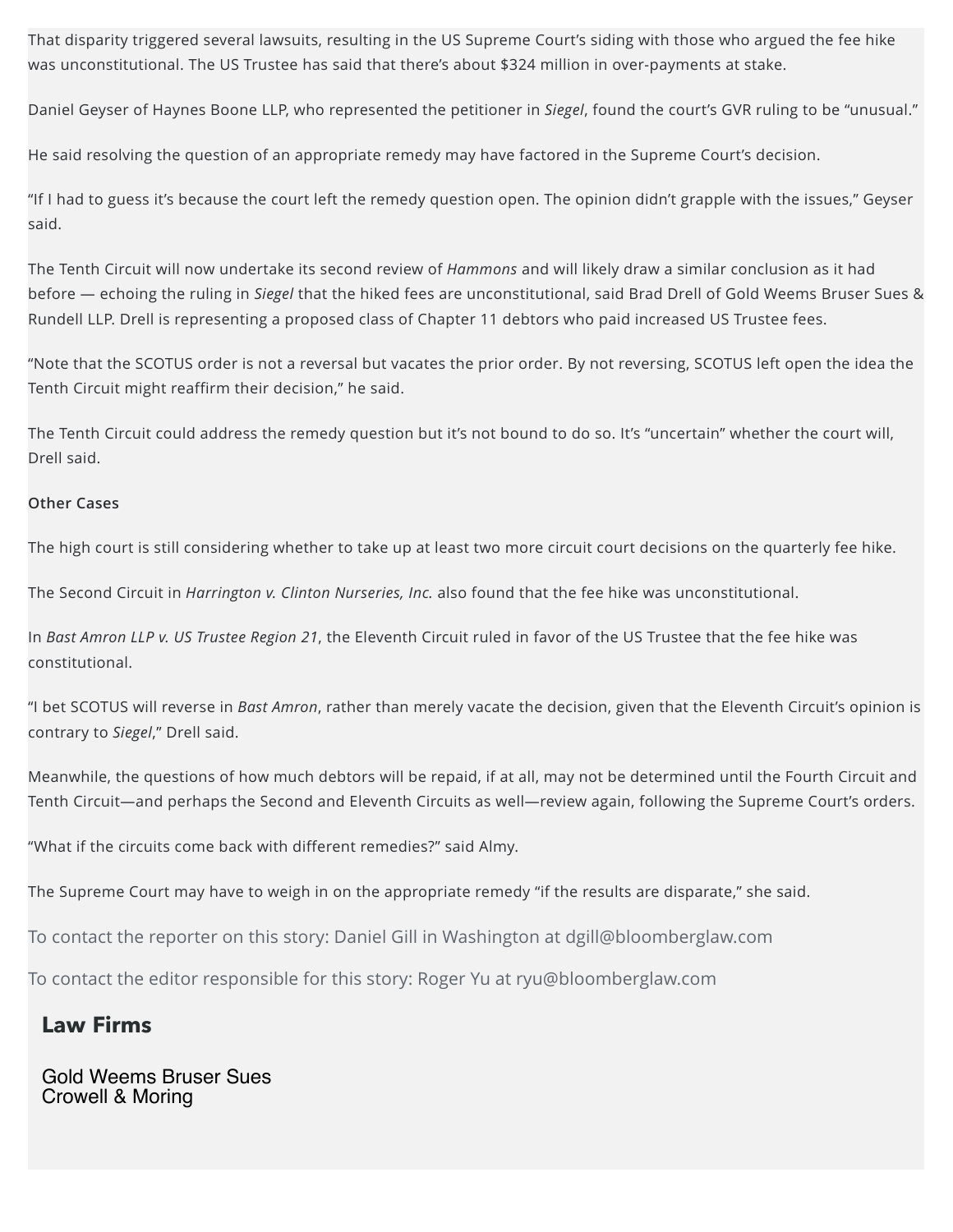That disparity triggered several lawsuits, resulting in the US Supreme Court's siding with those who argued the fee hike was unconstitutional. The US Trustee has said that there's about $324 million in over-payments at stake.

Daniel Geyser of Haynes Boone LLP, who represented the petitioner in *Siegel*, found the court's GVR ruling to be "unusual."

He said resolving the question of an appropriate remedy may have factored in the Supreme Court's decision.

"If I had to guess it's because the court left the remedy question open. The opinion didn't grapple with the issues," Geyser said.

The Tenth Circuit will now undertake its second review of *Hammons* and will likely draw a similar conclusion as it had before — echoing the ruling in *Siegel* that the hiked fees are unconstitutional, said Brad Drell of Gold Weems Bruser Sues & Rundell LLP. Drell is representing a proposed class of Chapter 11 debtors who paid increased US Trustee fees.

"Note that the SCOTUS order is not a reversal but vacates the prior order. By not reversing, SCOTUS left open the idea the Tenth Circuit might reaffirm their decision," he said.

The Tenth Circuit could address the remedy question but it's not bound to do so. It's "uncertain" whether the court will, Drell said.

**Other Cases**

The high court is still considering whether to take up at least two more circuit court decisions on the quarterly fee hike.

The Second Circuit in *Harrington v. Clinton Nurseries, Inc.* also found that the fee hike was unconstitutional.

In *Bast Amron LLP v. US Trustee Region 21*, the Eleventh Circuit ruled in favor of the US Trustee that the fee hike was constitutional.

"I bet SCOTUS will reverse in *Bast Amron*, rather than merely vacate the decision, given that the Eleventh Circuit's opinion is contrary to *Siegel*," Drell said.

Meanwhile, the questions of how much debtors will be repaid, if at all, may not be determined until the Fourth Circuit and Tenth Circuit—and perhaps the Second and Eleventh Circuits as well—review again, following the Supreme Court's orders.

"What if the circuits come back with different remedies?" said Almy.

The Supreme Court may have to weigh in on the appropriate remedy "if the results are disparate," she said.

To contact the reporter on this story: Daniel Gill in Washington at dgill@bloomberglaw.com

To contact the editor responsible for this story: Roger Yu at ryu@bloomberglaw.com

## Law Firms

Gold Weems Bruser Sues
Crowell & Moring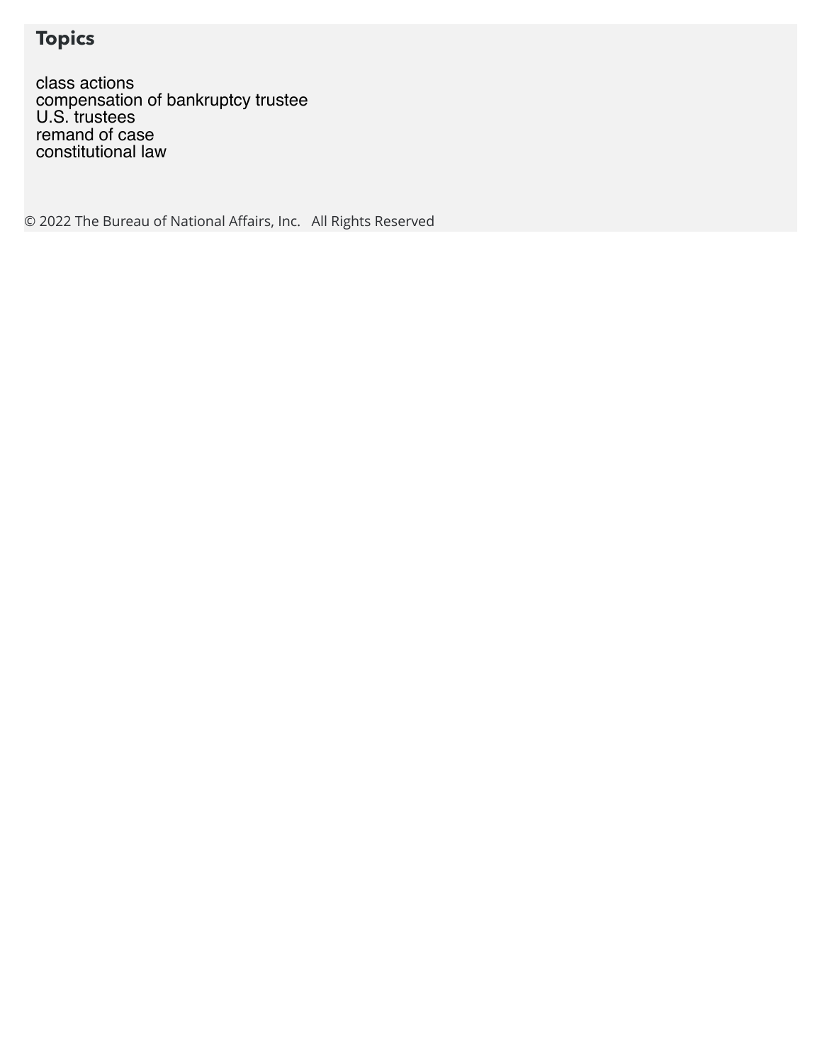## Topics

class actions
compensation of bankruptcy trustee
U.S. trustees
remand of case
constitutional law

© 2022 The Bureau of National Affairs, Inc. All Rights Reserved